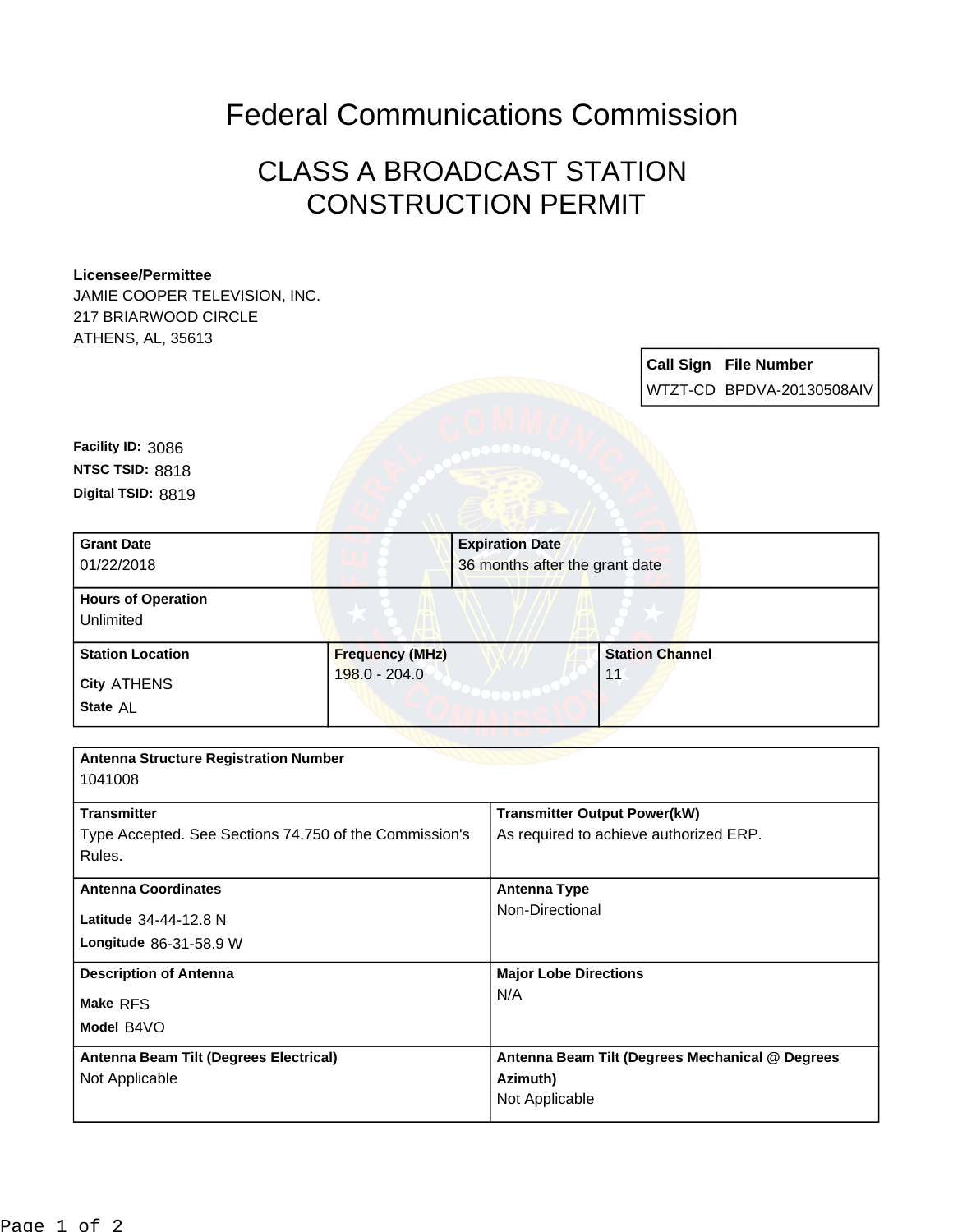# Federal Communications Commission

## CLASS A BROADCAST STATION CONSTRUCTION PERMIT

**Licensee/Permittee**
JAMIE COOPER TELEVISION, INC.
217 BRIARWOOD CIRCLE
ATHENS, AL, 35613

| Call Sign | File Number |
| --- | --- |
| WTZT-CD | BPDVA-20130508AIV |

**Facility ID:** 3086
**NTSC TSID:** 8818
**Digital TSID:** 8819

| Grant Date | Expiration Date |
| --- | --- |
| 01/22/2018 | 36 months after the grant date |

| Hours of Operation |
| --- |
| Unlimited |

| Station Location | Frequency (MHz) | Station Channel |
| --- | --- | --- |
| **City** ATHENS<br>**State** AL | 198.0 - 204.0 | 11 |

| Antenna Structure Registration Number | |
| --- | --- |
| 1041008 | |
| **Transmitter**<br>Type Accepted. See Sections 74.750 of the Commission's Rules. | **Transmitter Output Power(kW)**<br>As required to achieve authorized ERP. |
| **Antenna Coordinates**<br>**Latitude** 34-44-12.8 N<br>**Longitude** 86-31-58.9 W | **Antenna Type**<br>Non-Directional |
| **Description of Antenna**<br>**Make** RFS<br>**Model** B4VO | **Major Lobe Directions**<br>N/A |
| **Antenna Beam Tilt (Degrees Electrical)**<br>Not Applicable | **Antenna Beam Tilt (Degrees Mechanical @ Degrees Azimuth)**<br>Not Applicable |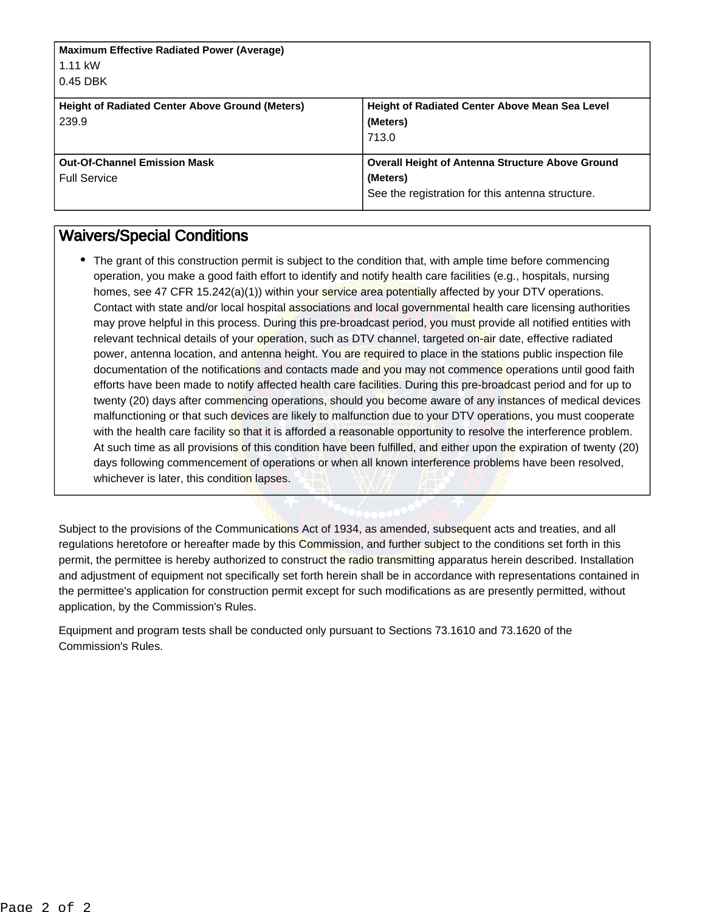| | |
|---|---|
| **Maximum Effective Radiated Power (Average)**<br>1.11 kW<br>0.45 DBK | |
| **Height of Radiated Center Above Ground (Meters)**<br>239.9 | **Height of Radiated Center Above Mean Sea Level (Meters)**<br>713.0 |
| **Out-Of-Channel Emission Mask**<br>Full Service | **Overall Height of Antenna Structure Above Ground (Meters)**<br>See the registration for this antenna structure. |

## Waivers/Special Conditions

- The grant of this construction permit is subject to the condition that, with ample time before commencing operation, you make a good faith effort to identify and notify health care facilities (e.g., hospitals, nursing homes, see 47 CFR 15.242(a)(1)) within your service area potentially affected by your DTV operations. Contact with state and/or local hospital associations and local governmental health care licensing authorities may prove helpful in this process. During this pre-broadcast period, you must provide all notified entities with relevant technical details of your operation, such as DTV channel, targeted on-air date, effective radiated power, antenna location, and antenna height. You are required to place in the stations public inspection file documentation of the notifications and contacts made and you may not commence operations until good faith efforts have been made to notify affected health care facilities. During this pre-broadcast period and for up to twenty (20) days after commencing operations, should you become aware of any instances of medical devices malfunctioning or that such devices are likely to malfunction due to your DTV operations, you must cooperate with the health care facility so that it is afforded a reasonable opportunity to resolve the interference problem. At such time as all provisions of this condition have been fulfilled, and either upon the expiration of twenty (20) days following commencement of operations or when all known interference problems have been resolved, whichever is later, this condition lapses.

Subject to the provisions of the Communications Act of 1934, as amended, subsequent acts and treaties, and all regulations heretofore or hereafter made by this Commission, and further subject to the conditions set forth in this permit, the permittee is hereby authorized to construct the radio transmitting apparatus herein described. Installation and adjustment of equipment not specifically set forth herein shall be in accordance with representations contained in the permittee's application for construction permit except for such modifications as are presently permitted, without application, by the Commission's Rules.

Equipment and program tests shall be conducted only pursuant to Sections 73.1610 and 73.1620 of the Commission's Rules.